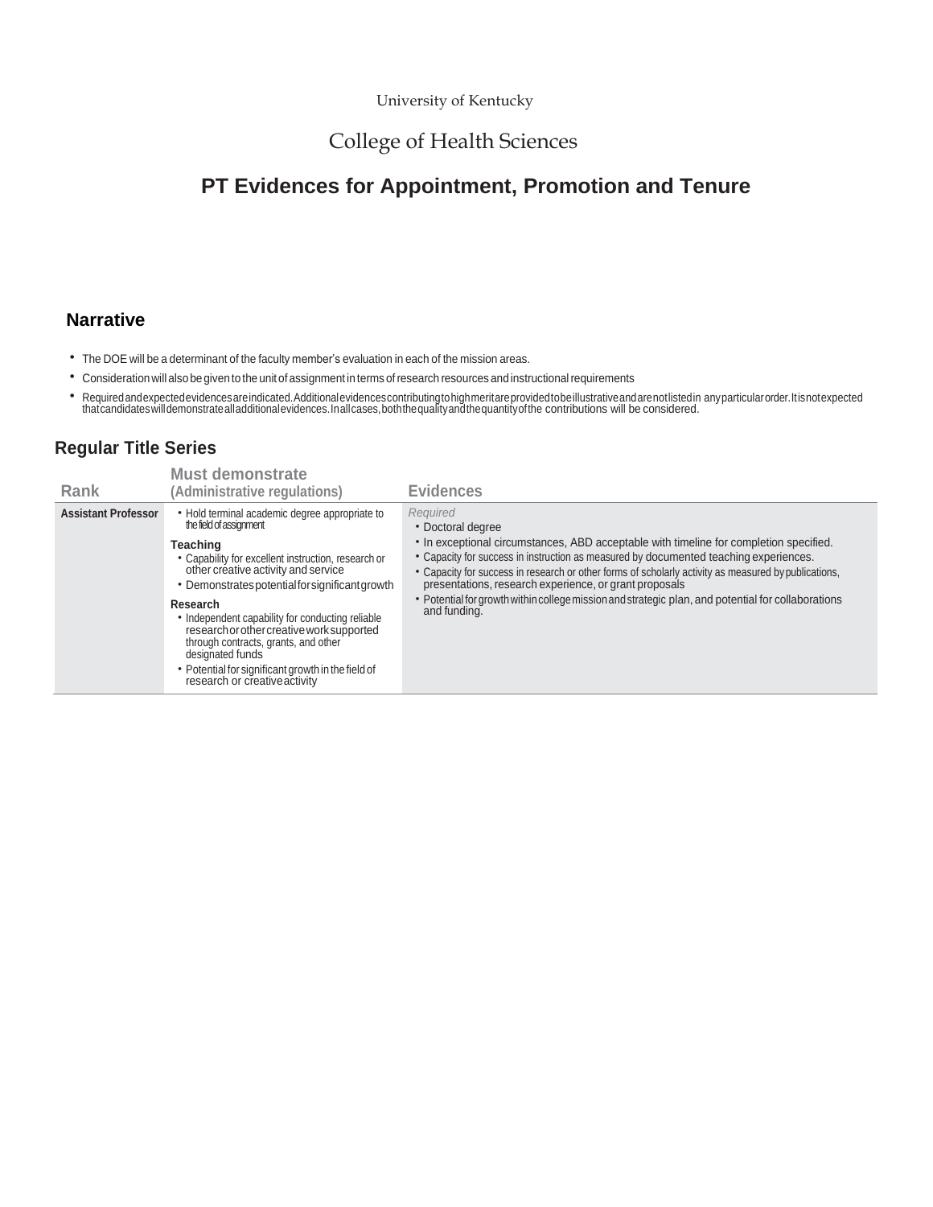University of Kentucky

College of Health Sciences

# PT Evidences for Appointment, Promotion and Tenure

## Narrative

- The DOE will be a determinant of the faculty member's evaluation in each of the mission areas.
- Consideration will also be given to the unit of assignment in terms of research resources and instructional requirements
- Required and expected evidences are indicated. Additional evidences contributing to high merit are provided to be illustrative and are not listed in any particular order. It is not expected that candidates will demonstrate all additional evidences. In all cases, both the quality and the quantity of the contributions will be considered.

## Regular Title Series

| Rank | Must demonstrate (Administrative regulations) | Evidences |
|---|---|---|
| Assistant Professor | • Hold terminal academic degree appropriate to the field of assignment<br>**Teaching**<br>• Capability for excellent instruction, research or other creative activity and service<br>• Demonstrates potential for significant growth<br>**Research**<br>• Independent capability for conducting reliable research or other creative work supported through contracts, grants, and other designated funds<br>• Potential for significant growth in the field of research or creative activity | *Required*<br>• Doctoral degree<br>• In exceptional circumstances, ABD acceptable with timeline for completion specified.<br>• Capacity for success in instruction as measured by documented teaching experiences.<br>• Capacity for success in research or other forms of scholarly activity as measured by publications, presentations, research experience, or grant proposals<br>• Potential for growth within college mission and strategic plan, and potential for collaborations and funding. |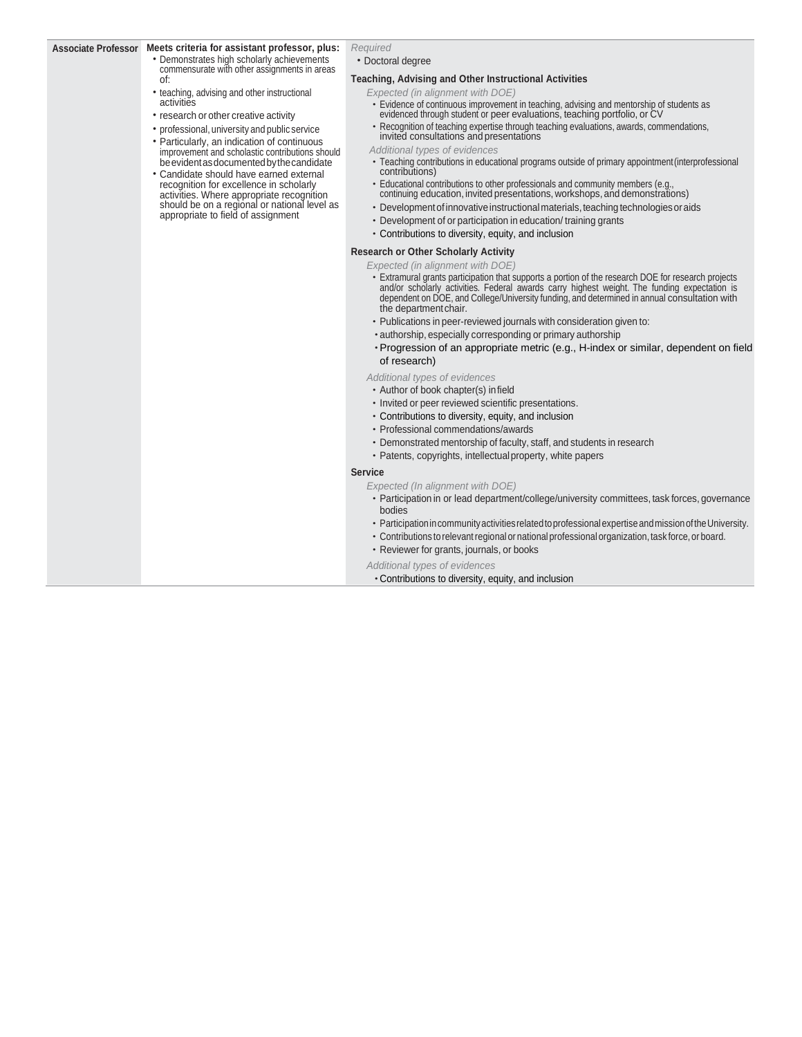| Associate Professor | Meets criteria for assistant professor, plus: | *Required* |
|---|---|---|
| | • Demonstrates high scholarly achievements commensurate with other assignments in areas of:<br>• teaching, advising and other instructional activities<br>• research or other creative activity<br>• professional, university and public service<br>• Particularly, an indication of continuous improvement and scholastic contributions should be evident as documented by the candidate<br>• Candidate should have earned external recognition for excellence in scholarly activities. Where appropriate recognition should be on a regional or national level as appropriate to field of assignment | • Doctoral degree<br><br>**Teaching, Advising and Other Instructional Activities**<br>*Expected (in alignment with DOE)*<br>• Evidence of continuous improvement in teaching, advising and mentorship of students as evidenced through student or peer evaluations, teaching portfolio, or CV<br>• Recognition of teaching expertise through teaching evaluations, awards, commendations, invited consultations and presentations<br>*Additional types of evidences*<br>• Teaching contributions in educational programs outside of primary appointment (interprofessional contributions)<br>• Educational contributions to other professionals and community members (e.g., continuing education, invited presentations, workshops, and demonstrations)<br>• Development of innovative instructional materials, teaching technologies or aids<br>• Development of or participation in education/ training grants<br>• Contributions to diversity, equity, and inclusion<br><br>**Research or Other Scholarly Activity**<br>*Expected (in alignment with DOE)*<br>• Extramural grants participation that supports a portion of the research DOE for research projects and/or scholarly activities. Federal awards carry highest weight. The funding expectation is dependent on DOE, and College/University funding, and determined in annual consultation with the department chair.<br>• Publications in peer-reviewed journals with consideration given to:<br>• authorship, especially corresponding or primary authorship<br>• Progression of an appropriate metric (e.g., H-index or similar, dependent on field of research)<br>*Additional types of evidences*<br>• Author of book chapter(s) in field<br>• Invited or peer reviewed scientific presentations.<br>• Contributions to diversity, equity, and inclusion<br>• Professional commendations/awards<br>• Demonstrated mentorship of faculty, staff, and students in research<br>• Patents, copyrights, intellectual property, white papers<br><br>**Service**<br>*Expected (In alignment with DOE)*<br>• Participation in or lead department/college/university committees, task forces, governance bodies<br>• Participation in community activities related to professional expertise and mission of the University.<br>• Contributions to relevant regional or national professional organization, task force, or board.<br>• Reviewer for grants, journals, or books<br>*Additional types of evidences*<br>• Contributions to diversity, equity, and inclusion |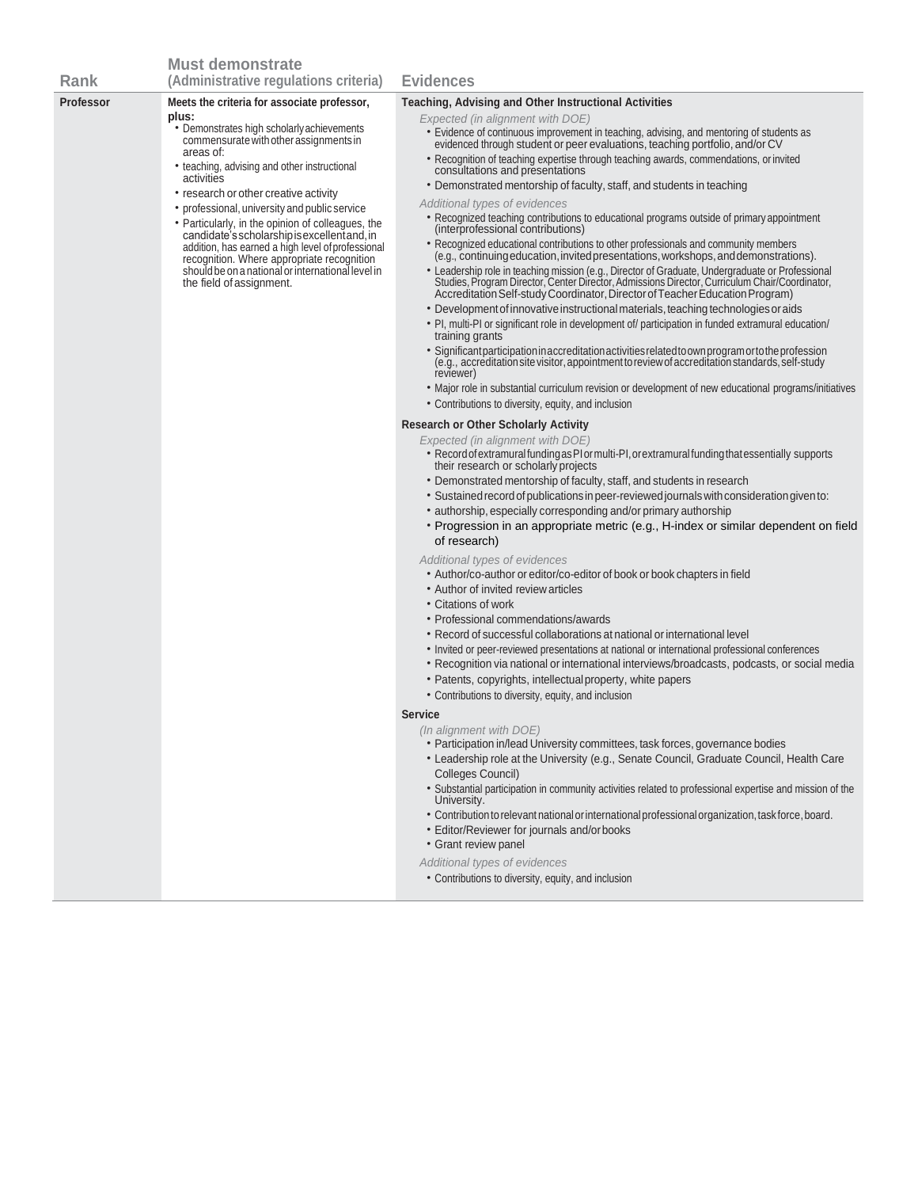| Rank | Must demonstrate (Administrative regulations criteria) | Evidences |
|---|---|---|
| **Professor** | **Meets the criteria for associate professor, plus:**<br>• Demonstrates high scholarly achievements commensurate with other assignments in areas of:<br>• teaching, advising and other instructional activities<br>• research or other creative activity<br>• professional, university and public service<br>• Particularly, in the opinion of colleagues, the candidate's scholarship is excellent and, in addition, has earned a high level of professional recognition. Where appropriate recognition should be on a national or international level in the field of assignment. | **Teaching, Advising and Other Instructional Activities**<br>*Expected (in alignment with DOE)*<br>• Evidence of continuous improvement in teaching, advising, and mentoring of students as evidenced through student or peer evaluations, teaching portfolio, and/or CV<br>• Recognition of teaching expertise through teaching awards, commendations, or invited consultations and presentations<br>• Demonstrated mentorship of faculty, staff, and students in teaching<br>*Additional types of evidences*<br>• Recognized teaching contributions to educational programs outside of primary appointment (interprofessional contributions)<br>• Recognized educational contributions to other professionals and community members (e.g., continuing education, invited presentations, workshops, and demonstrations).<br>• Leadership role in teaching mission (e.g., Director of Graduate, Undergraduate or Professional Studies, Program Director, Center Director, Admissions Director, Curriculum Chair/Coordinator, Accreditation Self-study Coordinator, Director of Teacher Education Program)<br>• Development of innovative instructional materials, teaching technologies or aids<br>• PI, multi-PI or significant role in development of/ participation in funded extramural education/ training grants<br>• Significant participation in accreditation activities related to own program or to the profession (e.g., accreditation site visitor, appointment to review of accreditation standards, self-study reviewer)<br>• Major role in substantial curriculum revision or development of new educational programs/initiatives<br>• Contributions to diversity, equity, and inclusion<br>**Research or Other Scholarly Activity**<br>*Expected (in alignment with DOE)*<br>• Record of extramural funding as PI or multi-PI, or extramural funding that essentially supports their research or scholarly projects<br>• Demonstrated mentorship of faculty, staff, and students in research<br>• Sustained record of publications in peer-reviewed journals with consideration given to:<br>• authorship, especially corresponding and/or primary authorship<br>• Progression in an appropriate metric (e.g., H-index or similar dependent on field of research)<br>*Additional types of evidences*<br>• Author/co-author or editor/co-editor of book or book chapters in field<br>• Author of invited review articles<br>• Citations of work<br>• Professional commendations/awards<br>• Record of successful collaborations at national or international level<br>• Invited or peer-reviewed presentations at national or international professional conferences<br>• Recognition via national or international interviews/broadcasts, podcasts, or social media<br>• Patents, copyrights, intellectual property, white papers<br>• Contributions to diversity, equity, and inclusion<br>**Service**<br>*(In alignment with DOE)*<br>• Participation in/lead University committees, task forces, governance bodies<br>• Leadership role at the University (e.g., Senate Council, Graduate Council, Health Care Colleges Council)<br>• Substantial participation in community activities related to professional expertise and mission of the University.<br>• Contribution to relevant national or international professional organization, task force, board.<br>• Editor/Reviewer for journals and/or books<br>• Grant review panel<br>*Additional types of evidences*<br>• Contributions to diversity, equity, and inclusion |